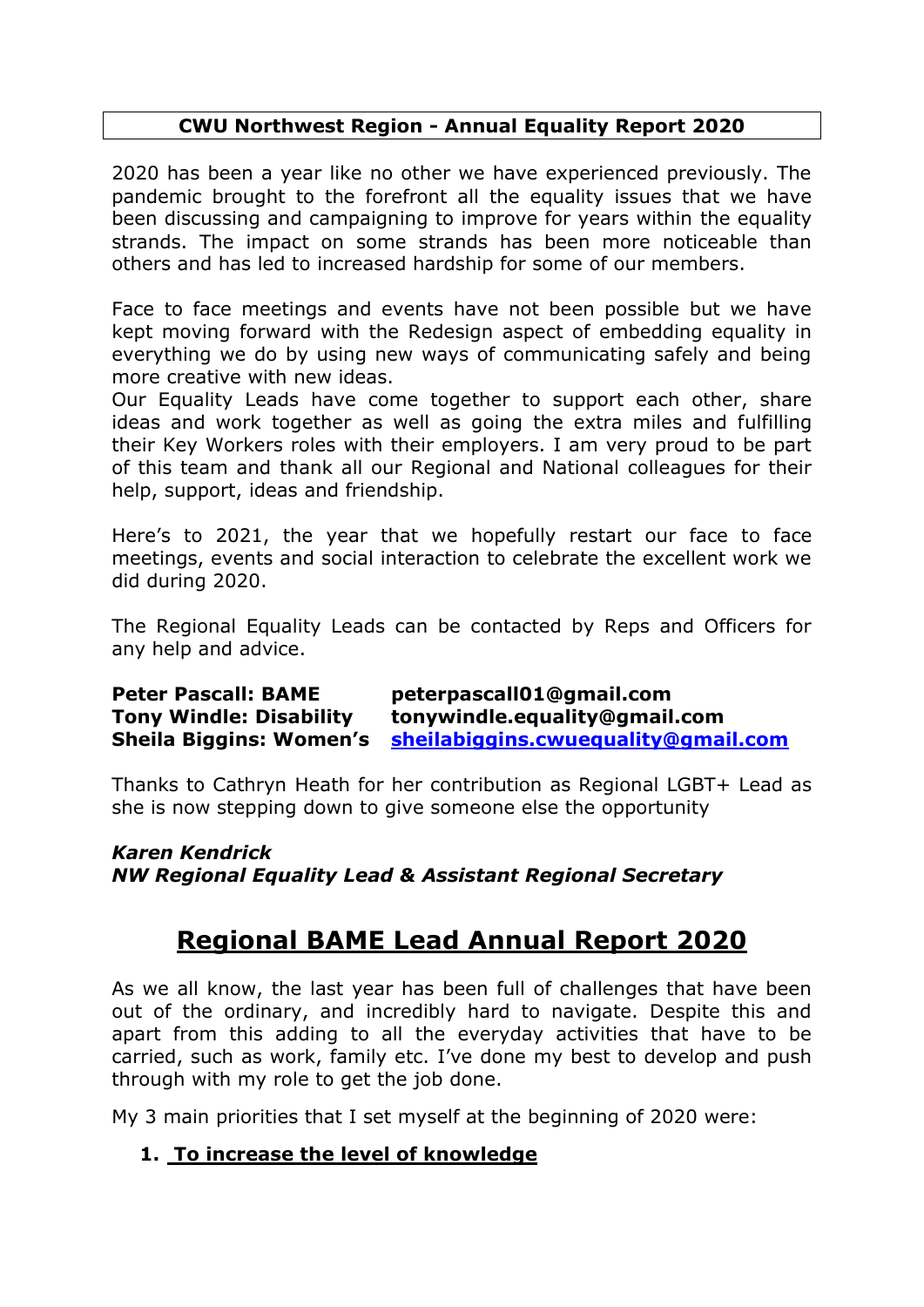# CWU Northwest Region - Annual Equality Report 2020

2020 has been a year like no other we have experienced previously. The pandemic brought to the forefront all the equality issues that we have been discussing and campaigning to improve for years within the equality strands. The impact on some strands has been more noticeable than others and has led to increased hardship for some of our members.

Face to face meetings and events have not been possible but we have kept moving forward with the Redesign aspect of embedding equality in everything we do by using new ways of communicating safely and being more creative with new ideas.
Our Equality Leads have come together to support each other, share ideas and work together as well as going the extra miles and fulfilling their Key Workers roles with their employers. I am very proud to be part of this team and thank all our Regional and National colleagues for their help, support, ideas and friendship.

Here's to 2021, the year that we hopefully restart our face to face meetings, events and social interaction to celebrate the excellent work we did during 2020.

The Regional Equality Leads can be contacted by Reps and Officers for any help and advice.

**Peter Pascall: BAME** **peterpascall01@gmail.com**
**Tony Windle: Disability** **tonywindle.equality@gmail.com**
**Sheila Biggins: Women's** **sheilabiggins.cwuequality@gmail.com**

Thanks to Cathryn Heath for her contribution as Regional LGBT+ Lead as she is now stepping down to give someone else the opportunity

***Karen Kendrick***
***NW Regional Equality Lead & Assistant Regional Secretary***

## Regional BAME Lead Annual Report 2020

As we all know, the last year has been full of challenges that have been out of the ordinary, and incredibly hard to navigate. Despite this and apart from this adding to all the everyday activities that have to be carried, such as work, family etc. I've done my best to develop and push through with my role to get the job done.

My 3 main priorities that I set myself at the beginning of 2020 were:

1. **To increase the level of knowledge**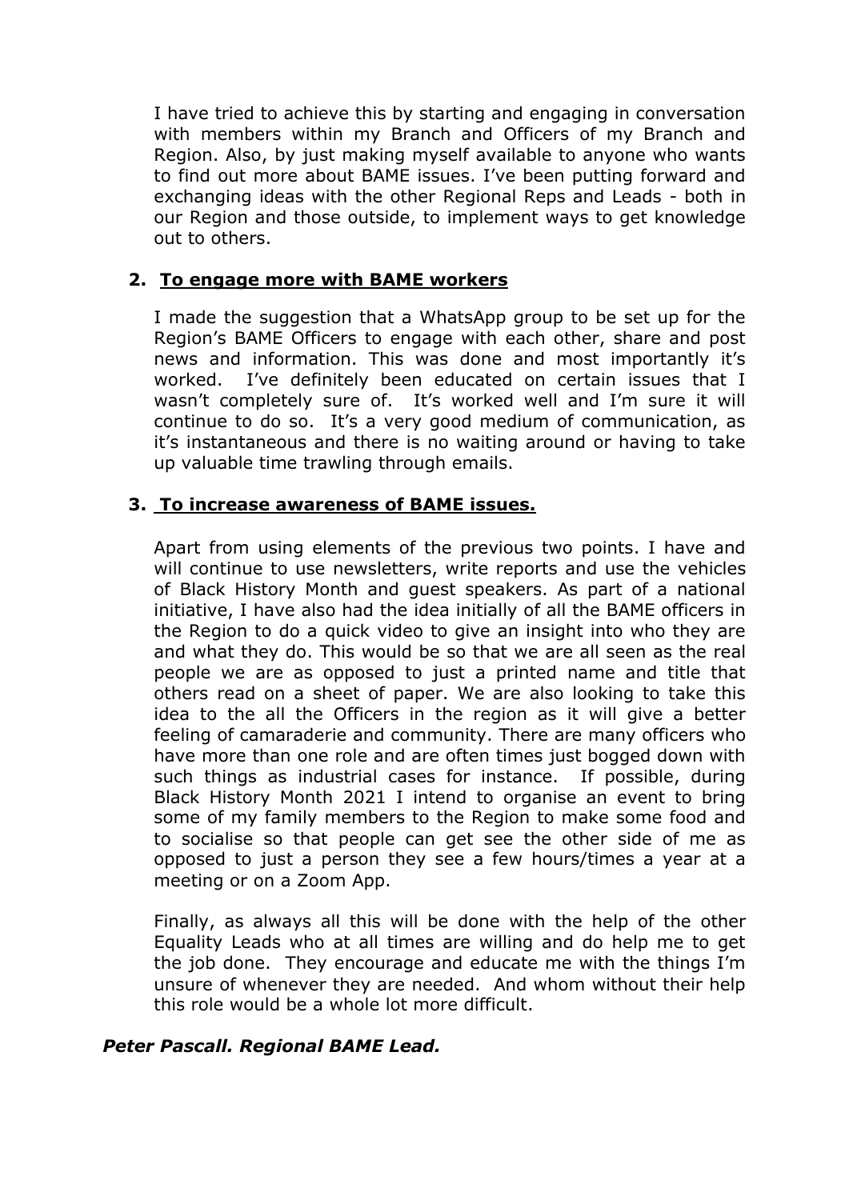I have tried to achieve this by starting and engaging in conversation with members within my Branch and Officers of my Branch and Region. Also, by just making myself available to anyone who wants to find out more about BAME issues. I've been putting forward and exchanging ideas with the other Regional Reps and Leads - both in our Region and those outside, to implement ways to get knowledge out to others.

2. **<u>To engage more with BAME workers</u>**

   I made the suggestion that a WhatsApp group to be set up for the Region's BAME Officers to engage with each other, share and post news and information. This was done and most importantly it's worked. I've definitely been educated on certain issues that I wasn't completely sure of. It's worked well and I'm sure it will continue to do so. It's a very good medium of communication, as it's instantaneous and there is no waiting around or having to take up valuable time trawling through emails.

3. **<u>To increase awareness of BAME issues.</u>**

   Apart from using elements of the previous two points. I have and will continue to use newsletters, write reports and use the vehicles of Black History Month and guest speakers. As part of a national initiative, I have also had the idea initially of all the BAME officers in the Region to do a quick video to give an insight into who they are and what they do. This would be so that we are all seen as the real people we are as opposed to just a printed name and title that others read on a sheet of paper. We are also looking to take this idea to the all the Officers in the region as it will give a better feeling of camaraderie and community. There are many officers who have more than one role and are often times just bogged down with such things as industrial cases for instance. If possible, during Black History Month 2021 I intend to organise an event to bring some of my family members to the Region to make some food and to socialise so that people can get see the other side of me as opposed to just a person they see a few hours/times a year at a meeting or on a Zoom App.

   Finally, as always all this will be done with the help of the other Equality Leads who at all times are willing and do help me to get the job done. They encourage and educate me with the things I'm unsure of whenever they are needed. And whom without their help this role would be a whole lot more difficult.

***Peter Pascall. Regional BAME Lead.***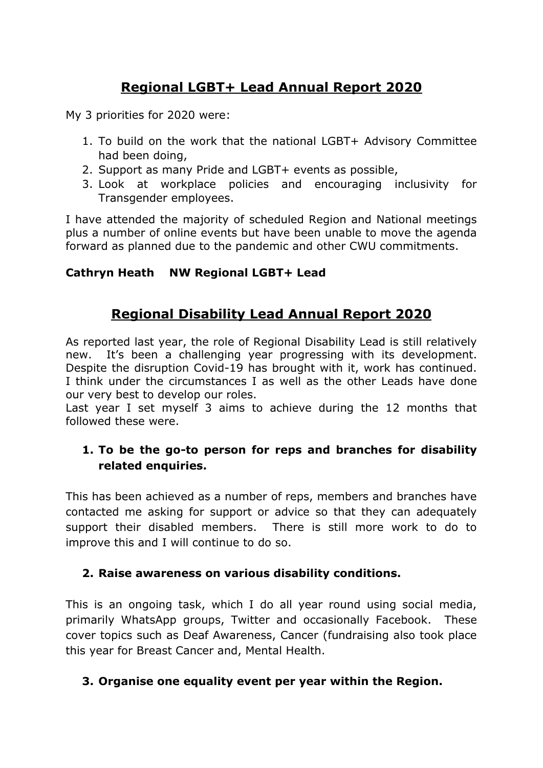## Regional LGBT+ Lead Annual Report 2020

My 3 priorities for 2020 were:

1. To build on the work that the national LGBT+ Advisory Committee had been doing,
2. Support as many Pride and LGBT+ events as possible,
3. Look at workplace policies and encouraging inclusivity for Transgender employees.

I have attended the majority of scheduled Region and National meetings plus a number of online events but have been unable to move the agenda forward as planned due to the pandemic and other CWU commitments.

**Cathryn Heath NW Regional LGBT+ Lead**

## Regional Disability Lead Annual Report 2020

As reported last year, the role of Regional Disability Lead is still relatively new. It's been a challenging year progressing with its development. Despite the disruption Covid-19 has brought with it, work has continued. I think under the circumstances I as well as the other Leads have done our very best to develop our roles.
Last year I set myself 3 aims to achieve during the 12 months that followed these were.

1. **To be the go-to person for reps and branches for disability related enquiries.**

This has been achieved as a number of reps, members and branches have contacted me asking for support or advice so that they can adequately support their disabled members. There is still more work to do to improve this and I will continue to do so.

2. **Raise awareness on various disability conditions.**

This is an ongoing task, which I do all year round using social media, primarily WhatsApp groups, Twitter and occasionally Facebook. These cover topics such as Deaf Awareness, Cancer (fundraising also took place this year for Breast Cancer and, Mental Health.

3. **Organise one equality event per year within the Region.**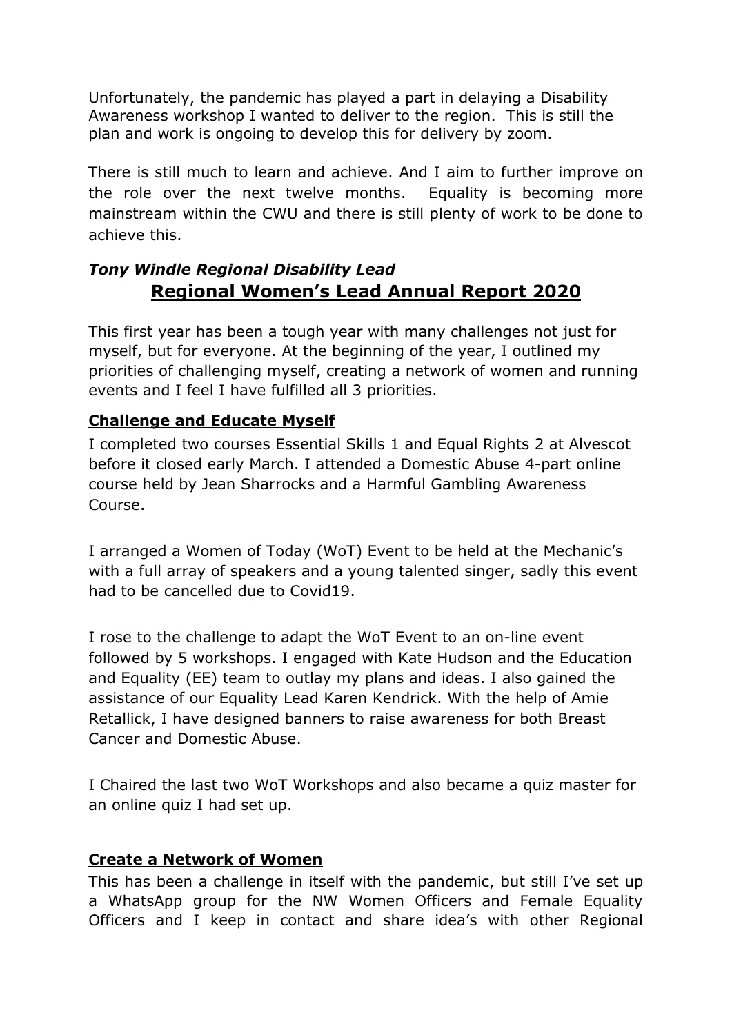Unfortunately, the pandemic has played a part in delaying a Disability Awareness workshop I wanted to deliver to the region. This is still the plan and work is ongoing to develop this for delivery by zoom.

There is still much to learn and achieve. And I aim to further improve on the role over the next twelve months. Equality is becoming more mainstream within the CWU and there is still plenty of work to be done to achieve this.

***Tony Windle Regional Disability Lead***

## Regional Women's Lead Annual Report 2020

This first year has been a tough year with many challenges not just for myself, but for everyone. At the beginning of the year, I outlined my priorities of challenging myself, creating a network of women and running events and I feel I have fulfilled all 3 priorities.

### Challenge and Educate Myself

I completed two courses Essential Skills 1 and Equal Rights 2 at Alvescot before it closed early March. I attended a Domestic Abuse 4-part online course held by Jean Sharrocks and a Harmful Gambling Awareness Course.

I arranged a Women of Today (WoT) Event to be held at the Mechanic's with a full array of speakers and a young talented singer, sadly this event had to be cancelled due to Covid19.

I rose to the challenge to adapt the WoT Event to an on-line event followed by 5 workshops. I engaged with Kate Hudson and the Education and Equality (EE) team to outlay my plans and ideas. I also gained the assistance of our Equality Lead Karen Kendrick. With the help of Amie Retallick, I have designed banners to raise awareness for both Breast Cancer and Domestic Abuse.

I Chaired the last two WoT Workshops and also became a quiz master for an online quiz I had set up.

### Create a Network of Women

This has been a challenge in itself with the pandemic, but still I've set up a WhatsApp group for the NW Women Officers and Female Equality Officers and I keep in contact and share idea's with other Regional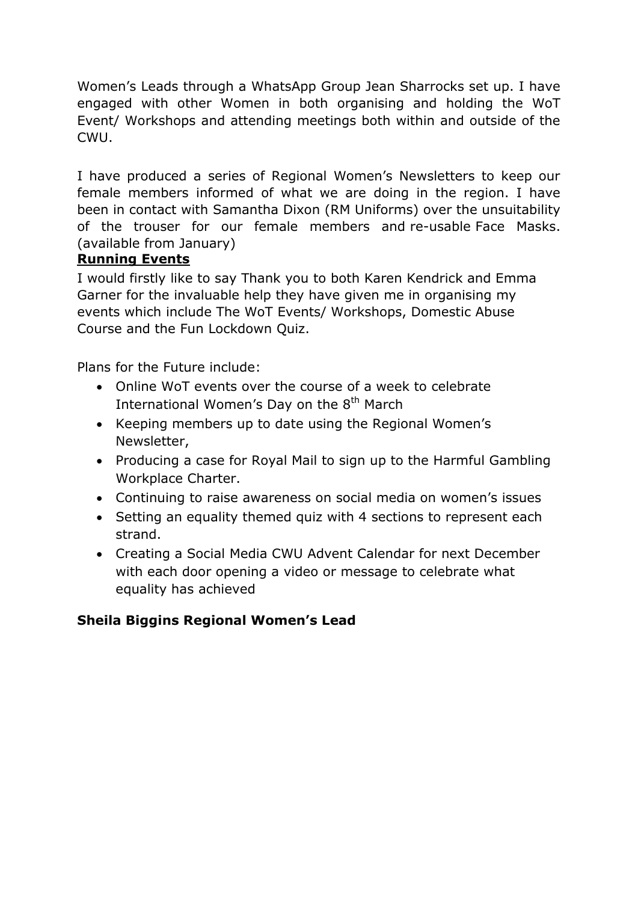Women's Leads through a WhatsApp Group Jean Sharrocks set up. I have engaged with other Women in both organising and holding the WoT Event/ Workshops and attending meetings both within and outside of the CWU.

I have produced a series of Regional Women's Newsletters to keep our female members informed of what we are doing in the region. I have been in contact with Samantha Dixon (RM Uniforms) over the unsuitability of the trouser for our female members and re-usable Face Masks. (available from January)

**Running Events**

I would firstly like to say Thank you to both Karen Kendrick and Emma Garner for the invaluable help they have given me in organising my events which include The WoT Events/ Workshops, Domestic Abuse Course and the Fun Lockdown Quiz.

Plans for the Future include:

- Online WoT events over the course of a week to celebrate International Women's Day on the 8th March
- Keeping members up to date using the Regional Women's Newsletter,
- Producing a case for Royal Mail to sign up to the Harmful Gambling Workplace Charter.
- Continuing to raise awareness on social media on women's issues
- Setting an equality themed quiz with 4 sections to represent each strand.
- Creating a Social Media CWU Advent Calendar for next December with each door opening a video or message to celebrate what equality has achieved

**Sheila Biggins Regional Women's Lead**